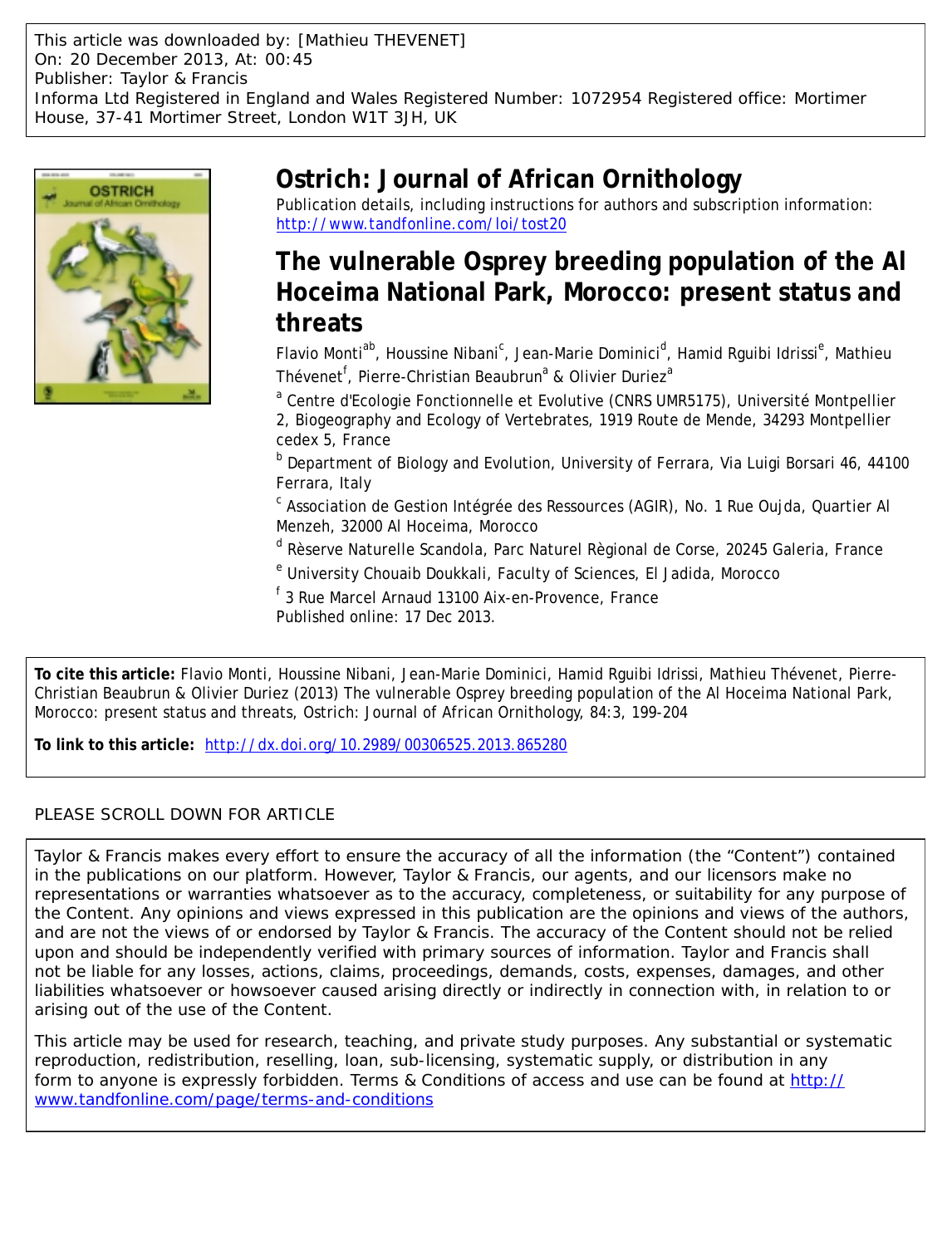This article was downloaded by: [Mathieu THEVENET]
On: 20 December 2013, At: 00:45
Publisher: Taylor & Francis
Informa Ltd Registered in England and Wales Registered Number: 1072954 Registered office: Mortimer House, 37-41 Mortimer Street, London W1T 3JH, UK

# Ostrich: Journal of African Ornithology

Publication details, including instructions for authors and subscription information:
http://www.tandfonline.com/loi/tost20

## The vulnerable Osprey breeding population of the Al Hoceima National Park, Morocco: present status and threats

Flavio Monti[a b], Houssine Nibani[c], Jean-Marie Dominici[d], Hamid Rguibi Idrissi[e], Mathieu Thévenet[f], Pierre-Christian Beaubrun[a] & Olivier Duriez[a]

[a] Centre d'Ecologie Fonctionnelle et Evolutive (CNRS UMR5175), Université Montpellier 2, Biogeography and Ecology of Vertebrates, 1919 Route de Mende, 34293 Montpellier cedex 5, France

[b] Department of Biology and Evolution, University of Ferrara, Via Luigi Borsari 46, 44100 Ferrara, Italy

[c] Association de Gestion Intégrée des Ressources (AGIR), No. 1 Rue Oujda, Quartier Al Menzeh, 32000 Al Hoceima, Morocco

[d] Rèserve Naturelle Scandola, Parc Naturel Règional de Corse, 20245 Galeria, France

[e] University Chouaib Doukkali, Faculty of Sciences, El Jadida, Morocco

[f] 3 Rue Marcel Arnaud 13100 Aix-en-Provence, France

Published online: 17 Dec 2013.

**To cite this article:** Flavio Monti, Houssine Nibani, Jean-Marie Dominici, Hamid Rguibi Idrissi, Mathieu Thévenet, Pierre-Christian Beaubrun & Olivier Duriez (2013) The vulnerable Osprey breeding population of the Al Hoceima National Park, Morocco: present status and threats, Ostrich: Journal of African Ornithology, 84:3, 199-204

**To link to this article:** http://dx.doi.org/10.2989/00306525.2013.865280

PLEASE SCROLL DOWN FOR ARTICLE

Taylor & Francis makes every effort to ensure the accuracy of all the information (the "Content") contained in the publications on our platform. However, Taylor & Francis, our agents, and our licensors make no representations or warranties whatsoever as to the accuracy, completeness, or suitability for any purpose of the Content. Any opinions and views expressed in this publication are the opinions and views of the authors, and are not the views of or endorsed by Taylor & Francis. The accuracy of the Content should not be relied upon and should be independently verified with primary sources of information. Taylor and Francis shall not be liable for any losses, actions, claims, proceedings, demands, costs, expenses, damages, and other liabilities whatsoever or howsoever caused arising directly or indirectly in connection with, in relation to or arising out of the use of the Content.

This article may be used for research, teaching, and private study purposes. Any substantial or systematic reproduction, redistribution, reselling, loan, sub-licensing, systematic supply, or distribution in any form to anyone is expressly forbidden. Terms & Conditions of access and use can be found at http://www.tandfonline.com/page/terms-and-conditions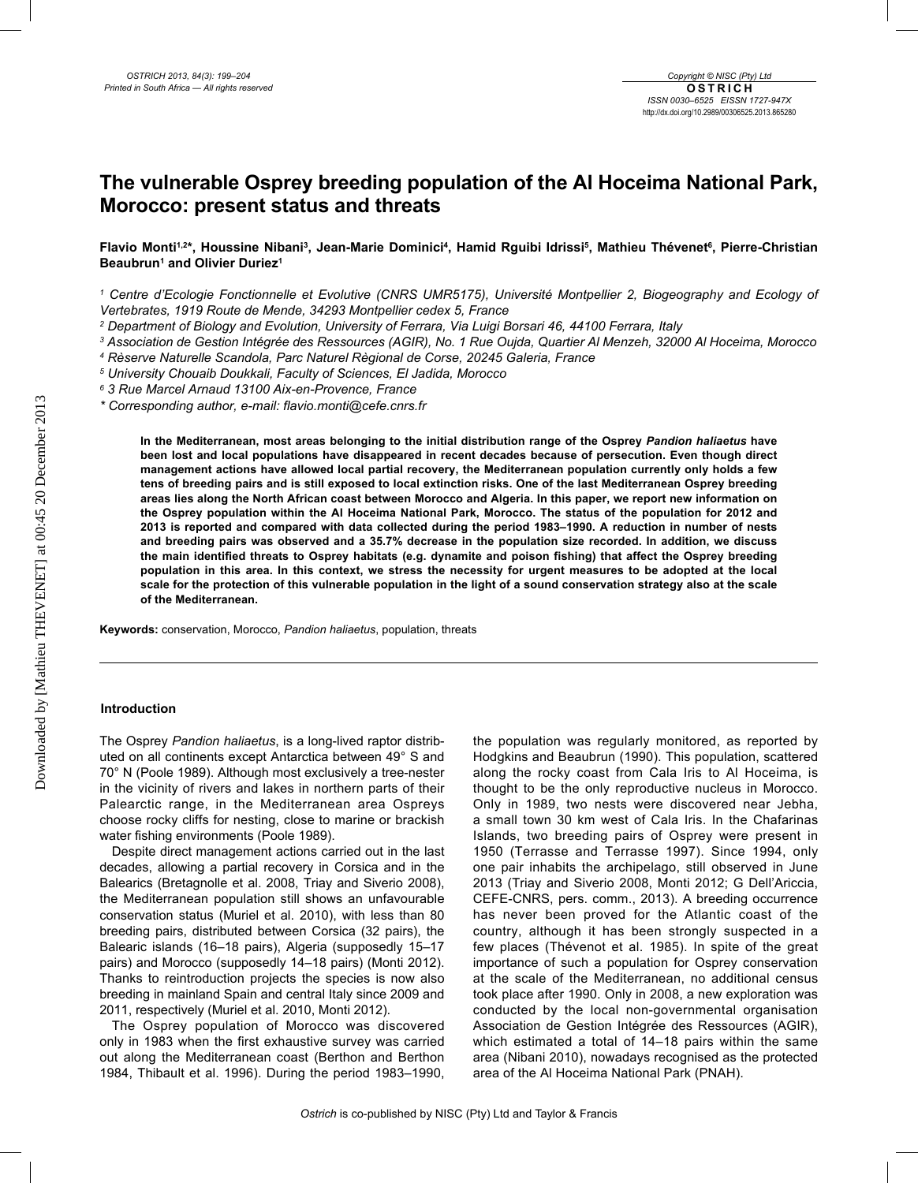# The vulnerable Osprey breeding population of the Al Hoceima National Park, Morocco: present status and threats

**Flavio Monti[1,2]*, Houssine Nibani[3], Jean-Marie Dominici[4], Hamid Rguibi Idrissi[5], Mathieu Thévenet[6], Pierre-Christian Beaubrun[1] and Olivier Duriez[1]**

*[1] Centre d'Ecologie Fonctionnelle et Evolutive (CNRS UMR5175), Université Montpellier 2, Biogeography and Ecology of Vertebrates, 1919 Route de Mende, 34293 Montpellier cedex 5, France*

*[2] Department of Biology and Evolution, University of Ferrara, Via Luigi Borsari 46, 44100 Ferrara, Italy*

*[3] Association de Gestion Intégrée des Ressources (AGIR), No. 1 Rue Oujda, Quartier Al Menzeh, 32000 Al Hoceima, Morocco*

*[4] Rèserve Naturelle Scandola, Parc Naturel Règional de Corse, 20245 Galeria, France*

*[5] University Chouaib Doukkali, Faculty of Sciences, El Jadida, Morocco*

*[6] 3 Rue Marcel Arnaud 13100 Aix-en-Provence, France*

*\* Corresponding author, e-mail: flavio.monti@cefe.cnrs.fr*

**In the Mediterranean, most areas belonging to the initial distribution range of the Osprey *Pandion haliaetus* have been lost and local populations have disappeared in recent decades because of persecution. Even though direct management actions have allowed local partial recovery, the Mediterranean population currently only holds a few tens of breeding pairs and is still exposed to local extinction risks. One of the last Mediterranean Osprey breeding areas lies along the North African coast between Morocco and Algeria. In this paper, we report new information on the Osprey population within the Al Hoceima National Park, Morocco. The status of the population for 2012 and 2013 is reported and compared with data collected during the period 1983–1990. A reduction in number of nests and breeding pairs was observed and a 35.7% decrease in the population size recorded. In addition, we discuss the main identified threats to Osprey habitats (e.g. dynamite and poison fishing) that affect the Osprey breeding population in this area. In this context, we stress the necessity for urgent measures to be adopted at the local scale for the protection of this vulnerable population in the light of a sound conservation strategy also at the scale of the Mediterranean.**

**Keywords:** conservation, Morocco, *Pandion haliaetus*, population, threats

## Introduction

The Osprey *Pandion haliaetus*, is a long-lived raptor distributed on all continents except Antarctica between 49° S and 70° N (Poole 1989). Although most exclusively a tree-nester in the vicinity of rivers and lakes in northern parts of their Palearctic range, in the Mediterranean area Ospreys choose rocky cliffs for nesting, close to marine or brackish water fishing environments (Poole 1989).

Despite direct management actions carried out in the last decades, allowing a partial recovery in Corsica and in the Balearics (Bretagnolle et al. 2008, Triay and Siverio 2008), the Mediterranean population still shows an unfavourable conservation status (Muriel et al. 2010), with less than 80 breeding pairs, distributed between Corsica (32 pairs), the Balearic islands (16–18 pairs), Algeria (supposedly 15–17 pairs) and Morocco (supposedly 14–18 pairs) (Monti 2012). Thanks to reintroduction projects the species is now also breeding in mainland Spain and central Italy since 2009 and 2011, respectively (Muriel et al. 2010, Monti 2012).

The Osprey population of Morocco was discovered only in 1983 when the first exhaustive survey was carried out along the Mediterranean coast (Berthon and Berthon 1984, Thibault et al. 1996). During the period 1983–1990, the population was regularly monitored, as reported by Hodgkins and Beaubrun (1990). This population, scattered along the rocky coast from Cala Iris to Al Hoceima, is thought to be the only reproductive nucleus in Morocco. Only in 1989, two nests were discovered near Jebha, a small town 30 km west of Cala Iris. In the Chafarinas Islands, two breeding pairs of Osprey were present in 1950 (Terrasse and Terrasse 1997). Since 1994, only one pair inhabits the archipelago, still observed in June 2013 (Triay and Siverio 2008, Monti 2012; G Dell'Ariccia, CEFE-CNRS, pers. comm., 2013). A breeding occurrence has never been proved for the Atlantic coast of the country, although it has been strongly suspected in a few places (Thévenot et al. 1985). In spite of the great importance of such a population for Osprey conservation at the scale of the Mediterranean, no additional census took place after 1990. Only in 2008, a new exploration was conducted by the local non-governmental organisation Association de Gestion Intégrée des Ressources (AGIR), which estimated a total of 14–18 pairs within the same area (Nibani 2010), nowadays recognised as the protected area of the Al Hoceima National Park (PNAH).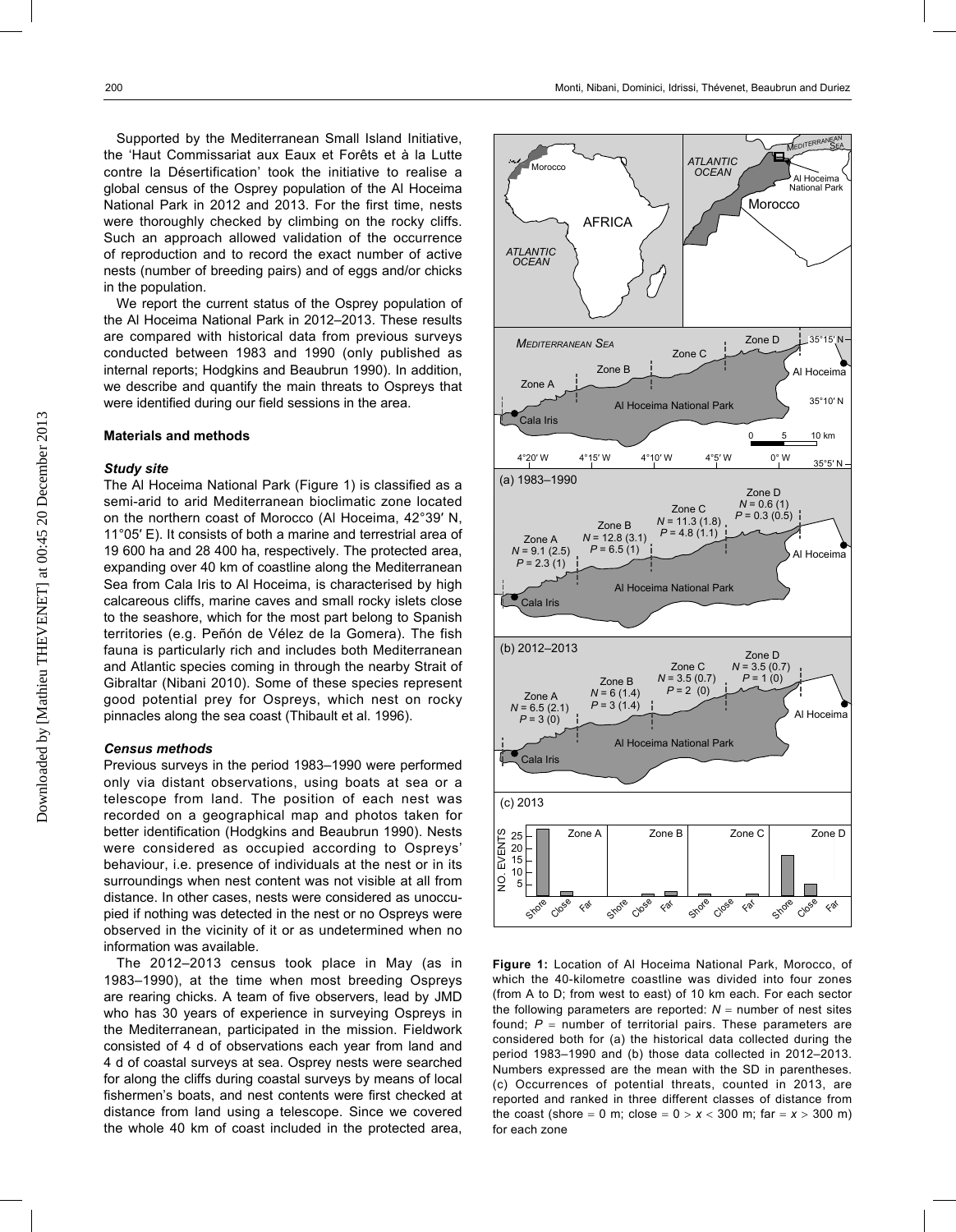Supported by the Mediterranean Small Island Initiative, the 'Haut Commissariat aux Eaux et Forêts et à la Lutte contre la Désertification' took the initiative to realise a global census of the Osprey population of the Al Hoceima National Park in 2012 and 2013. For the first time, nests were thoroughly checked by climbing on the rocky cliffs. Such an approach allowed validation of the occurrence of reproduction and to record the exact number of active nests (number of breeding pairs) and of eggs and/or chicks in the population.

We report the current status of the Osprey population of the Al Hoceima National Park in 2012–2013. These results are compared with historical data from previous surveys conducted between 1983 and 1990 (only published as internal reports; Hodgkins and Beaubrun 1990). In addition, we describe and quantify the main threats to Ospreys that were identified during our field sessions in the area.

## Materials and methods

### *Study site*

The Al Hoceima National Park (Figure 1) is classified as a semi-arid to arid Mediterranean bioclimatic zone located on the northern coast of Morocco (Al Hoceima, 42°39′ N, 11°05′ E). It consists of both a marine and terrestrial area of 19 600 ha and 28 400 ha, respectively. The protected area, expanding over 40 km of coastline along the Mediterranean Sea from Cala Iris to Al Hoceima, is characterised by high calcareous cliffs, marine caves and small rocky islets close to the seashore, which for the most part belong to Spanish territories (e.g. Peñón de Vélez de la Gomera). The fish fauna is particularly rich and includes both Mediterranean and Atlantic species coming in through the nearby Strait of Gibraltar (Nibani 2010). Some of these species represent good potential prey for Ospreys, which nest on rocky pinnacles along the sea coast (Thibault et al. 1996).

### *Census methods*

Previous surveys in the period 1983–1990 were performed only via distant observations, using boats at sea or a telescope from land. The position of each nest was recorded on a geographical map and photos taken for better identification (Hodgkins and Beaubrun 1990). Nests were considered as occupied according to Ospreys' behaviour, i.e. presence of individuals at the nest or in its surroundings when nest content was not visible at all from distance. In other cases, nests were considered as unoccupied if nothing was detected in the nest or no Ospreys were observed in the vicinity of it or as undetermined when no information was available.

The 2012–2013 census took place in May (as in 1983–1990), at the time when most breeding Ospreys are rearing chicks. A team of five observers, lead by JMD who has 30 years of experience in surveying Ospreys in the Mediterranean, participated in the mission. Fieldwork consisted of 4 d of observations each year from land and 4 d of coastal surveys at sea. Osprey nests were searched for along the cliffs during coastal surveys by means of local fishermen's boats, and nest contents were first checked at distance from land using a telescope. Since we covered the whole 40 km of coast included in the protected area,

**Figure 1:** Location of Al Hoceima National Park, Morocco, of which the 40-kilometre coastline was divided into four zones (from A to D; from west to east) of 10 km each. For each sector the following parameters are reported: $N$ = number of nest sites found; $P$ = number of territorial pairs. These parameters are considered both for (a) the historical data collected during the period 1983–1990 and (b) those data collected in 2012–2013. Numbers expressed are the mean with the SD in parentheses. (c) Occurrences of potential threats, counted in 2013, are reported and ranked in three different classes of distance from the coast (shore = 0 m; close = 0 > $x$ < 300 m; far = $x$ > 300 m) for each zone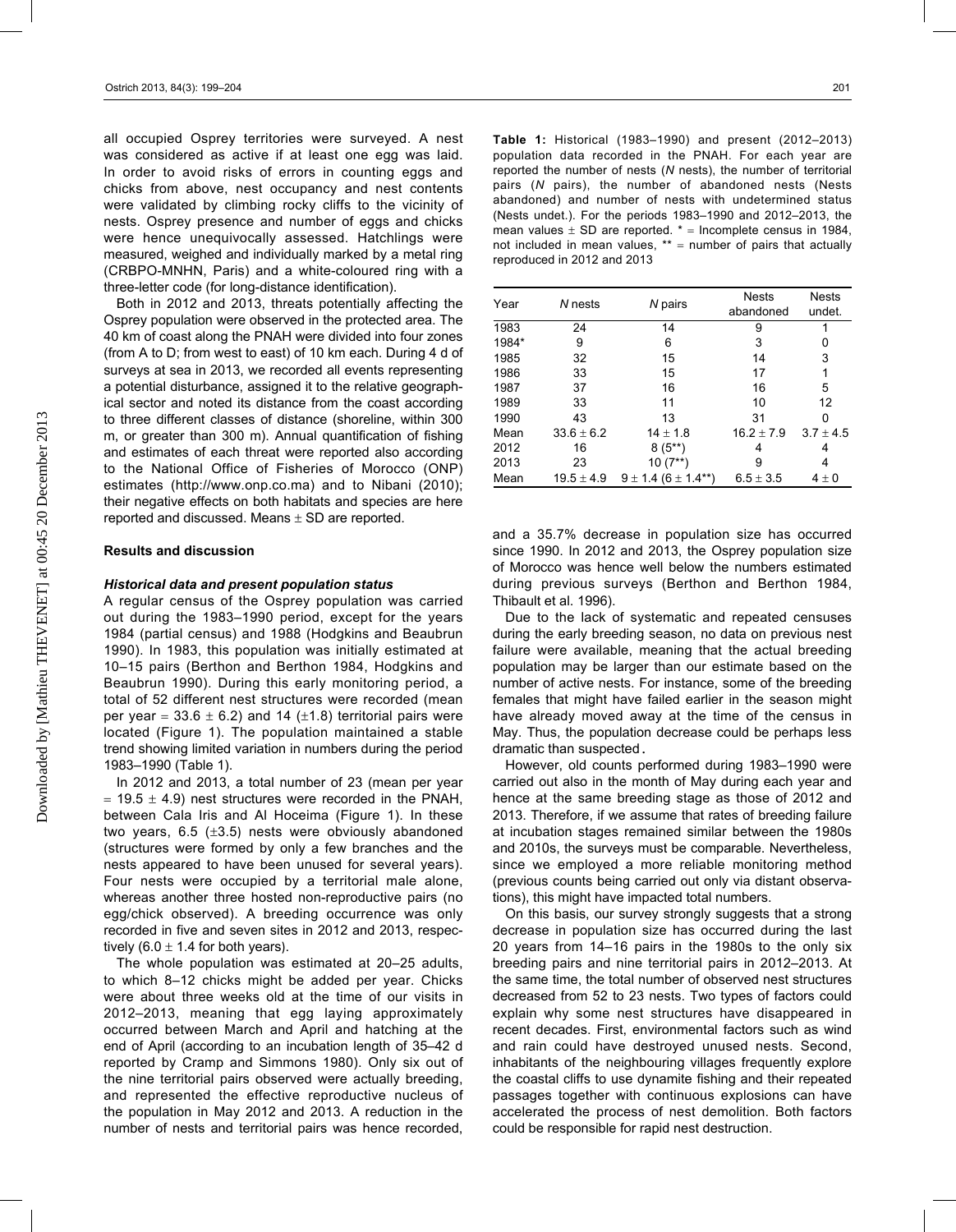all occupied Osprey territories were surveyed. A nest was considered as active if at least one egg was laid. In order to avoid risks of errors in counting eggs and chicks from above, nest occupancy and nest contents were validated by climbing rocky cliffs to the vicinity of nests. Osprey presence and number of eggs and chicks were hence unequivocally assessed. Hatchlings were measured, weighed and individually marked by a metal ring (CRBPO-MNHN, Paris) and a white-coloured ring with a three-letter code (for long-distance identification).

Both in 2012 and 2013, threats potentially affecting the Osprey population were observed in the protected area. The 40 km of coast along the PNAH were divided into four zones (from A to D; from west to east) of 10 km each. During 4 d of surveys at sea in 2013, we recorded all events representing a potential disturbance, assigned it to the relative geographical sector and noted its distance from the coast according to three different classes of distance (shoreline, within 300 m, or greater than 300 m). Annual quantification of fishing and estimates of each threat were reported also according to the National Office of Fisheries of Morocco (ONP) estimates (http://www.onp.co.ma) and to Nibani (2010); their negative effects on both habitats and species are here reported and discussed. Means ± SD are reported.

#### Results and discussion

##### *Historical data and present population status*

A regular census of the Osprey population was carried out during the 1983–1990 period, except for the years 1984 (partial census) and 1988 (Hodgkins and Beaubrun 1990). In 1983, this population was initially estimated at 10–15 pairs (Berthon and Berthon 1984, Hodgkins and Beaubrun 1990). During this early monitoring period, a total of 52 different nest structures were recorded (mean per year = 33.6 ± 6.2) and 14 (±1.8) territorial pairs were located (Figure 1). The population maintained a stable trend showing limited variation in numbers during the period 1983–1990 (Table 1).

In 2012 and 2013, a total number of 23 (mean per year = 19.5 ± 4.9) nest structures were recorded in the PNAH, between Cala Iris and Al Hoceima (Figure 1). In these two years, 6.5 (±3.5) nests were obviously abandoned (structures were formed by only a few branches and the nests appeared to have been unused for several years). Four nests were occupied by a territorial male alone, whereas another three hosted non-reproductive pairs (no egg/chick observed). A breeding occurrence was only recorded in five and seven sites in 2012 and 2013, respectively (6.0 ± 1.4 for both years).

The whole population was estimated at 20–25 adults, to which 8–12 chicks might be added per year. Chicks were about three weeks old at the time of our visits in 2012–2013, meaning that egg laying approximately occurred between March and April and hatching at the end of April (according to an incubation length of 35–42 d reported by Cramp and Simmons 1980). Only six out of the nine territorial pairs observed were actually breeding, and represented the effective reproductive nucleus of the population in May 2012 and 2013. A reduction in the number of nests and territorial pairs was hence recorded, and a 35.7% decrease in population size has occurred since 1990. In 2012 and 2013, the Osprey population size of Morocco was hence well below the numbers estimated during previous surveys (Berthon and Berthon 1984, Thibault et al. 1996).

Due to the lack of systematic and repeated censuses during the early breeding season, no data on previous nest failure were available, meaning that the actual breeding population may be larger than our estimate based on the number of active nests. For instance, some of the breeding females that might have failed earlier in the season might have already moved away at the time of the census in May. Thus, the population decrease could be perhaps less dramatic than suspected.

However, old counts performed during 1983–1990 were carried out also in the month of May during each year and hence at the same breeding stage as those of 2012 and 2013. Therefore, if we assume that rates of breeding failure at incubation stages remained similar between the 1980s and 2010s, the surveys must be comparable. Nevertheless, since we employed a more reliable monitoring method (previous counts being carried out only via distant observations), this might have impacted total numbers.

On this basis, our survey strongly suggests that a strong decrease in population size has occurred during the last 20 years from 14–16 pairs in the 1980s to the only six breeding pairs and nine territorial pairs in 2012–2013. At the same time, the total number of observed nest structures decreased from 52 to 23 nests. Two types of factors could explain why some nest structures have disappeared in recent decades. First, environmental factors such as wind and rain could have destroyed unused nests. Second, inhabitants of the neighbouring villages frequently explore the coastal cliffs to use dynamite fishing and their repeated passages together with continuous explosions can have accelerated the process of nest demolition. Both factors could be responsible for rapid nest destruction.

**Table 1:** Historical (1983–1990) and present (2012–2013) population data recorded in the PNAH. For each year are reported the number of nests (*N* nests), the number of territorial pairs (*N* pairs), the number of abandoned nests (Nests abandoned) and number of nests with undetermined status (Nests undet.). For the periods 1983–1990 and 2012–2013, the mean values ± SD are reported. * = Incomplete census in 1984, not included in mean values, ** = number of pairs that actually reproduced in 2012 and 2013

| Year | *N* nests | *N* pairs | Nests abandoned | Nests undet. |
|---|---|---|---|---|
| 1983 | 24 | 14 | 9 | 1 |
| 1984* | 9 | 6 | 3 | 0 |
| 1985 | 32 | 15 | 14 | 3 |
| 1986 | 33 | 15 | 17 | 1 |
| 1987 | 37 | 16 | 16 | 5 |
| 1989 | 33 | 11 | 10 | 12 |
| 1990 | 43 | 13 | 31 | 0 |
| Mean | 33.6 ± 6.2 | 14 ± 1.8 | 16.2 ± 7.9 | 3.7 ± 4.5 |
| 2012 | 16 | 8 (5**) | 4 | 4 |
| 2013 | 23 | 10 (7**) | 9 | 4 |
| Mean | 19.5 ± 4.9 | 9 ± 1.4 (6 ± 1.4**) | 6.5 ± 3.5 | 4 ± 0 |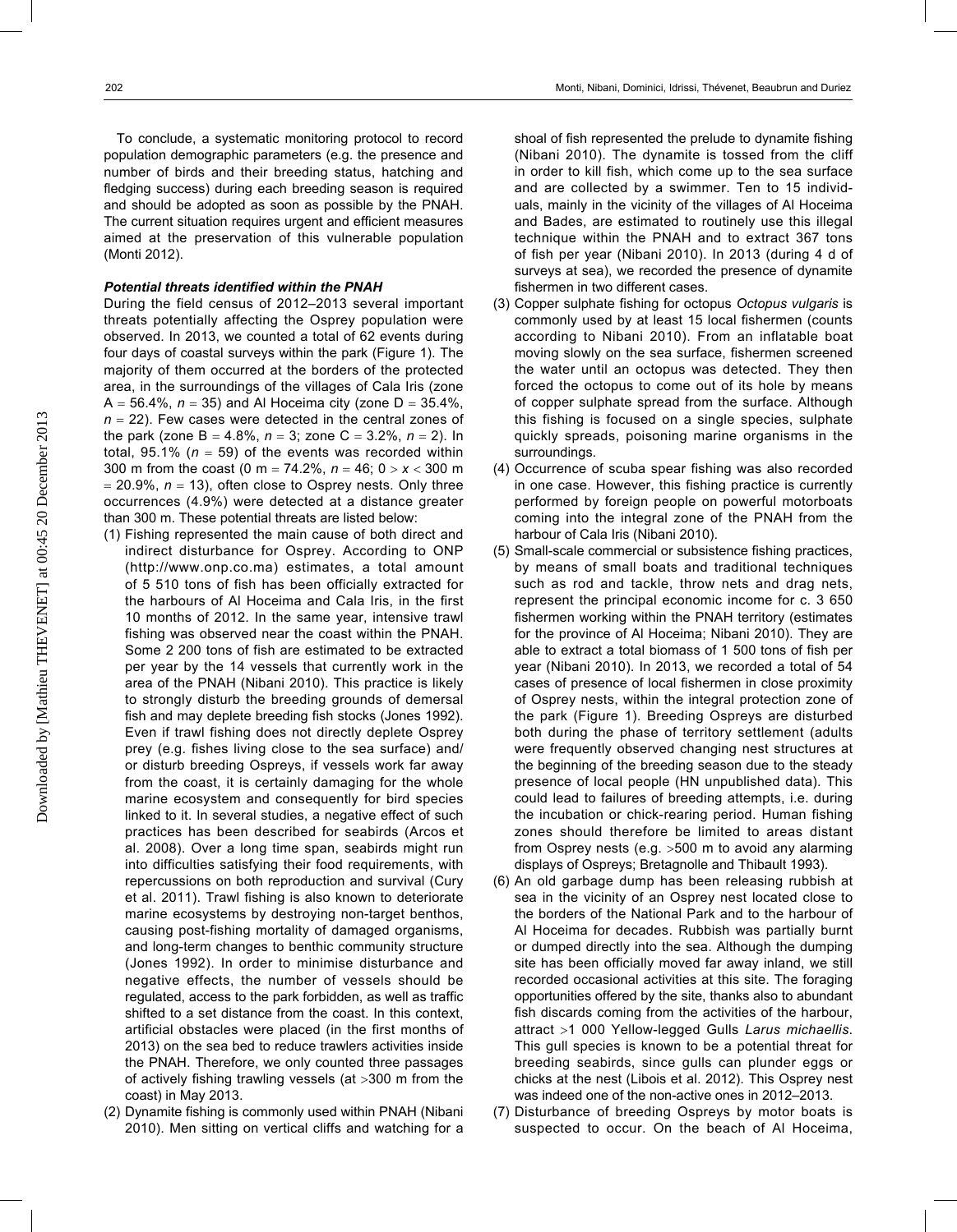To conclude, a systematic monitoring protocol to record population demographic parameters (e.g. the presence and number of birds and their breeding status, hatching and fledging success) during each breeding season is required and should be adopted as soon as possible by the PNAH. The current situation requires urgent and efficient measures aimed at the preservation of this vulnerable population (Monti 2012).

### *Potential threats identified within the PNAH*

During the field census of 2012–2013 several important threats potentially affecting the Osprey population were observed. In 2013, we counted a total of 62 events during four days of coastal surveys within the park (Figure 1). The majority of them occurred at the borders of the protected area, in the surroundings of the villages of Cala Iris (zone A = 56.4%, $n = 35$) and Al Hoceima city (zone D = 35.4%, $n = 22$). Few cases were detected in the central zones of the park (zone B = 4.8%, $n = 3$; zone C = 3.2%, $n = 2$). In total, 95.1% ($n = 59$) of the events was recorded within 300 m from the coast (0 m = 74.2%, $n = 46$; $0 > x < 300$ m = 20.9%, $n = 13$), often close to Osprey nests. Only three occurrences (4.9%) were detected at a distance greater than 300 m. These potential threats are listed below:

1. Fishing represented the main cause of both direct and indirect disturbance for Osprey. According to ONP (http://www.onp.co.ma) estimates, a total amount of 5 510 tons of fish has been officially extracted for the harbours of Al Hoceima and Cala Iris, in the first 10 months of 2012. In the same year, intensive trawl fishing was observed near the coast within the PNAH. Some 2 200 tons of fish are estimated to be extracted per year by the 14 vessels that currently work in the area of the PNAH (Nibani 2010). This practice is likely to strongly disturb the breeding grounds of demersal fish and may deplete breeding fish stocks (Jones 1992). Even if trawl fishing does not directly deplete Osprey prey (e.g. fishes living close to the sea surface) and/or disturb breeding Ospreys, if vessels work far away from the coast, it is certainly damaging for the whole marine ecosystem and consequently for bird species linked to it. In several studies, a negative effect of such practices has been described for seabirds (Arcos et al. 2008). Over a long time span, seabirds might run into difficulties satisfying their food requirements, with repercussions on both reproduction and survival (Cury et al. 2011). Trawl fishing is also known to deteriorate marine ecosystems by destroying non-target benthos, causing post-fishing mortality of damaged organisms, and long-term changes to benthic community structure (Jones 1992). In order to minimise disturbance and negative effects, the number of vessels should be regulated, access to the park forbidden, as well as traffic shifted to a set distance from the coast. In this context, artificial obstacles were placed (in the first months of 2013) on the sea bed to reduce trawlers activities inside the PNAH. Therefore, we only counted three passages of actively fishing trawling vessels (at >300 m from the coast) in May 2013.
2. Dynamite fishing is commonly used within PNAH (Nibani 2010). Men sitting on vertical cliffs and watching for a shoal of fish represented the prelude to dynamite fishing (Nibani 2010). The dynamite is tossed from the cliff in order to kill fish, which come up to the sea surface and are collected by a swimmer. Ten to 15 individuals, mainly in the vicinity of the villages of Al Hoceima and Bades, are estimated to routinely use this illegal technique within the PNAH and to extract 367 tons of fish per year (Nibani 2010). In 2013 (during 4 d of surveys at sea), we recorded the presence of dynamite fishermen in two different cases.
3. Copper sulphate fishing for octopus *Octopus vulgaris* is commonly used by at least 15 local fishermen (counts according to Nibani 2010). From an inflatable boat moving slowly on the sea surface, fishermen screened the water until an octopus was detected. They then forced the octopus to come out of its hole by means of copper sulphate spread from the surface. Although this fishing is focused on a single species, sulphate quickly spreads, poisoning marine organisms in the surroundings.
4. Occurrence of scuba spear fishing was also recorded in one case. However, this fishing practice is currently performed by foreign people on powerful motorboats coming into the integral zone of the PNAH from the harbour of Cala Iris (Nibani 2010).
5. Small-scale commercial or subsistence fishing practices, by means of small boats and traditional techniques such as rod and tackle, throw nets and drag nets, represent the principal economic income for c. 3 650 fishermen working within the PNAH territory (estimates for the province of Al Hoceima; Nibani 2010). They are able to extract a total biomass of 1 500 tons of fish per year (Nibani 2010). In 2013, we recorded a total of 54 cases of presence of local fishermen in close proximity of Osprey nests, within the integral protection zone of the park (Figure 1). Breeding Ospreys are disturbed both during the phase of territory settlement (adults were frequently observed changing nest structures at the beginning of the breeding season due to the steady presence of local people (HN unpublished data). This could lead to failures of breeding attempts, i.e. during the incubation or chick-rearing period. Human fishing zones should therefore be limited to areas distant from Osprey nests (e.g. >500 m to avoid any alarming displays of Ospreys; Bretagnolle and Thibault 1993).
6. An old garbage dump has been releasing rubbish at sea in the vicinity of an Osprey nest located close to the borders of the National Park and to the harbour of Al Hoceima for decades. Rubbish was partially burnt or dumped directly into the sea. Although the dumping site has been officially moved far away inland, we still recorded occasional activities at this site. The foraging opportunities offered by the site, thanks also to abundant fish discards coming from the activities of the harbour, attract >1 000 Yellow-legged Gulls *Larus michaellis*. This gull species is known to be a potential threat for breeding seabirds, since gulls can plunder eggs or chicks at the nest (Libois et al. 2012). This Osprey nest was indeed one of the non-active ones in 2012–2013.
7. Disturbance of breeding Ospreys by motor boats is suspected to occur. On the beach of Al Hoceima,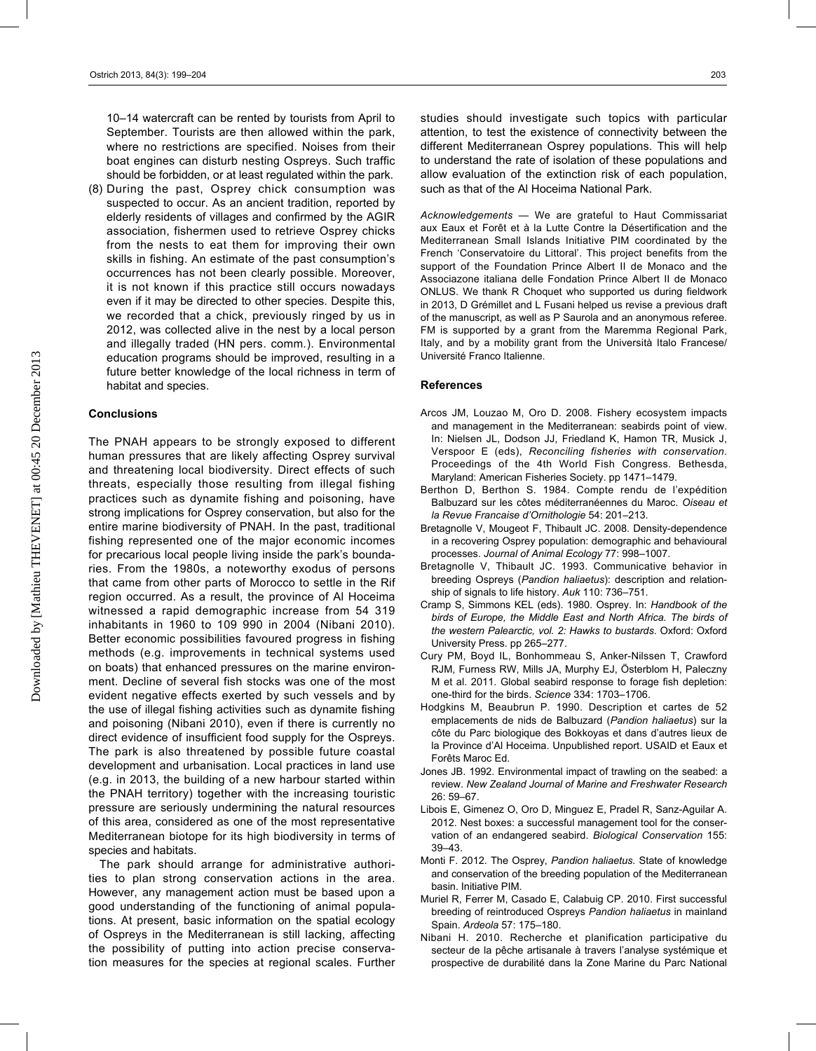10–14 watercraft can be rented by tourists from April to September. Tourists are then allowed within the park, where no restrictions are specified. Noises from their boat engines can disturb nesting Ospreys. Such traffic should be forbidden, or at least regulated within the park.

(8) During the past, Osprey chick consumption was suspected to occur. As an ancient tradition, reported by elderly residents of villages and confirmed by the AGIR association, fishermen used to retrieve Osprey chicks from the nests to eat them for improving their own skills in fishing. An estimate of the past consumption's occurrences has not been clearly possible. Moreover, it is not known if this practice still occurs nowadays even if it may be directed to other species. Despite this, we recorded that a chick, previously ringed by us in 2012, was collected alive in the nest by a local person and illegally traded (HN pers. comm.). Environmental education programs should be improved, resulting in a future better knowledge of the local richness in term of habitat and species.

## Conclusions

The PNAH appears to be strongly exposed to different human pressures that are likely affecting Osprey survival and threatening local biodiversity. Direct effects of such threats, especially those resulting from illegal fishing practices such as dynamite fishing and poisoning, have strong implications for Osprey conservation, but also for the entire marine biodiversity of PNAH. In the past, traditional fishing represented one of the major economic incomes for precarious local people living inside the park's boundaries. From the 1980s, a noteworthy exodus of persons that came from other parts of Morocco to settle in the Rif region occurred. As a result, the province of Al Hoceima witnessed a rapid demographic increase from 54 319 inhabitants in 1960 to 109 990 in 2004 (Nibani 2010). Better economic possibilities favoured progress in fishing methods (e.g. improvements in technical systems used on boats) that enhanced pressures on the marine environment. Decline of several fish stocks was one of the most evident negative effects exerted by such vessels and by the use of illegal fishing activities such as dynamite fishing and poisoning (Nibani 2010), even if there is currently no direct evidence of insufficient food supply for the Ospreys. The park is also threatened by possible future coastal development and urbanisation. Local practices in land use (e.g. in 2013, the building of a new harbour started within the PNAH territory) together with the increasing touristic pressure are seriously undermining the natural resources of this area, considered as one of the most representative Mediterranean biotope for its high biodiversity in terms of species and habitats.

The park should arrange for administrative authorities to plan strong conservation actions in the area. However, any management action must be based upon a good understanding of the functioning of animal populations. At present, basic information on the spatial ecology of Ospreys in the Mediterranean is still lacking, affecting the possibility of putting into action precise conservation measures for the species at regional scales. Further studies should investigate such topics with particular attention, to test the existence of connectivity between the different Mediterranean Osprey populations. This will help to understand the rate of isolation of these populations and allow evaluation of the extinction risk of each population, such as that of the Al Hoceima National Park.

*Acknowledgements* — We are grateful to Haut Commissariat aux Eaux et Forêt et à la Lutte Contre la Désertification and the Mediterranean Small Islands Initiative PIM coordinated by the French 'Conservatoire du Littoral'. This project benefits from the support of the Foundation Prince Albert II de Monaco and the Associazone italiana delle Fondation Prince Albert II de Monaco ONLUS. We thank R Choquet who supported us during fieldwork in 2013, D Grémillet and L Fusani helped us revise a previous draft of the manuscript, as well as P Saurola and an anonymous referee. FM is supported by a grant from the Maremma Regional Park, Italy, and by a mobility grant from the Università Italo Francese/Université Franco Italienne.

## References

Arcos JM, Louzao M, Oro D. 2008. Fishery ecosystem impacts and management in the Mediterranean: seabirds point of view. In: Nielsen JL, Dodson JJ, Friedland K, Hamon TR, Musick J, Verspoor E (eds), *Reconciling fisheries with conservation*. Proceedings of the 4th World Fish Congress. Bethesda, Maryland: American Fisheries Society. pp 1471–1479.

Berthon D, Berthon S. 1984. Compte rendu de l'expédition Balbuzard sur les côtes méditerranéennes du Maroc. *Oiseau et la Revue Francaise d'Ornithologie* 54: 201–213.

Bretagnolle V, Mougeot F, Thibault JC. 2008. Density-dependence in a recovering Osprey population: demographic and behavioural processes. *Journal of Animal Ecology* 77: 998–1007.

Bretagnolle V, Thibault JC. 1993. Communicative behavior in breeding Ospreys (*Pandion haliaetus*): description and relationship of signals to life history. *Auk* 110: 736–751.

Cramp S, Simmons KEL (eds). 1980. Osprey. In: *Handbook of the birds of Europe, the Middle East and North Africa. The birds of the western Palearctic, vol. 2: Hawks to bustards*. Oxford: Oxford University Press. pp 265–277.

Cury PM, Boyd IL, Bonhommeau S, Anker-Nilssen T, Crawford RJM, Furness RW, Mills JA, Murphy EJ, Österblom H, Paleczny M et al. 2011. Global seabird response to forage fish depletion: one-third for the birds. *Science* 334: 1703–1706.

Hodgkins M, Beaubrun P. 1990. Description et cartes de 52 emplacements de nids de Balbuzard (*Pandion haliaetus*) sur la côte du Parc biologique des Bokkoyas et dans d'autres lieux de la Province d'Al Hoceima. Unpublished report. USAID et Eaux et Forêts Maroc Ed.

Jones JB. 1992. Environmental impact of trawling on the seabed: a review. *New Zealand Journal of Marine and Freshwater Research* 26: 59–67.

Libois E, Gimenez O, Oro D, Minguez E, Pradel R, Sanz-Aguilar A. 2012. Nest boxes: a successful management tool for the conservation of an endangered seabird. *Biological Conservation* 155: 39–43.

Monti F. 2012. The Osprey, *Pandion haliaetus*. State of knowledge and conservation of the breeding population of the Mediterranean basin. Initiative PIM.

Muriel R, Ferrer M, Casado E, Calabuig CP. 2010. First successful breeding of reintroduced Ospreys *Pandion haliaetus* in mainland Spain. *Ardeola* 57: 175–180.

Nibani H. 2010. Recherche et planification participative du secteur de la pêche artisanale à travers l'analyse systémique et prospective de durabilité dans la Zone Marine du Parc National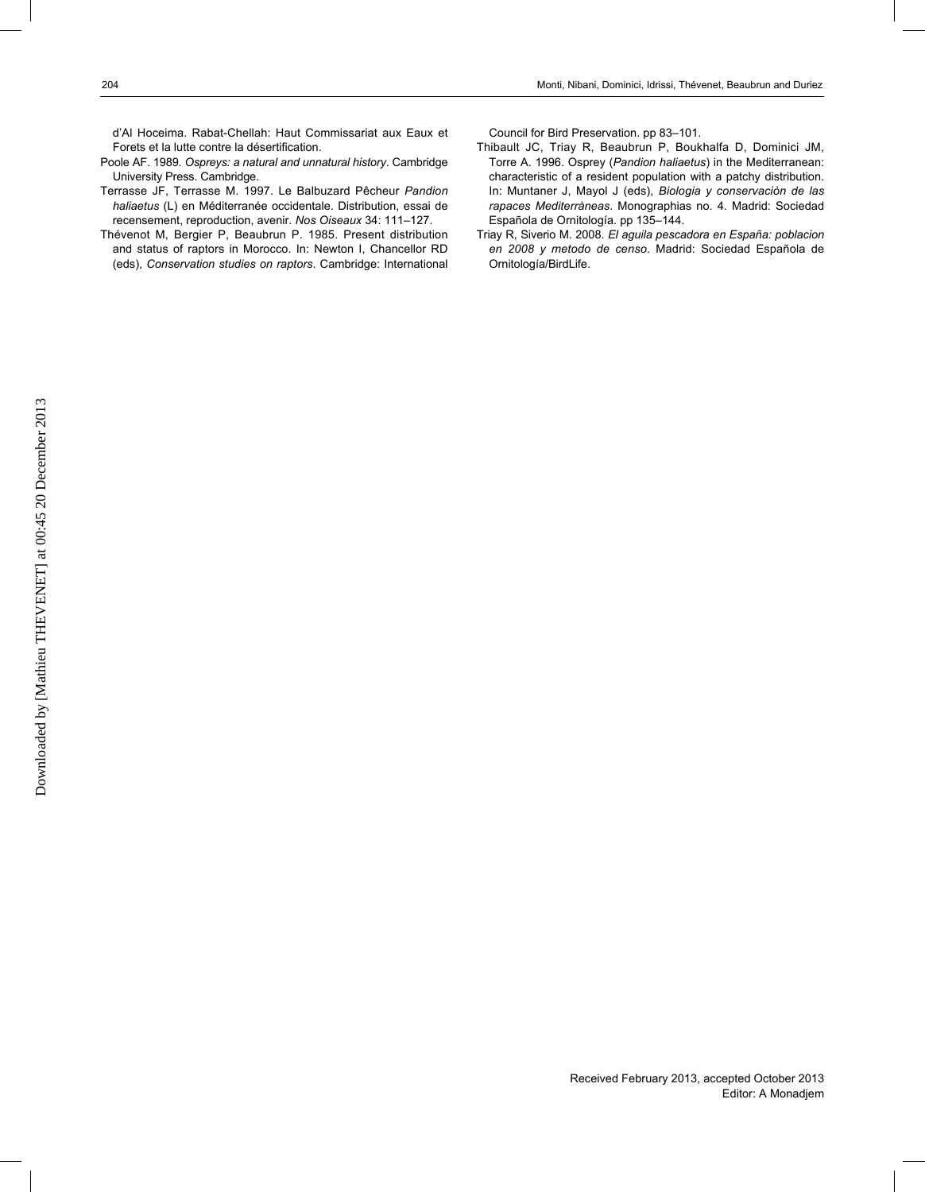d'Al Hoceima. Rabat-Chellah: Haut Commissariat aux Eaux et Forets et la lutte contre la désertification.

Poole AF. 1989. *Ospreys: a natural and unnatural history*. Cambridge University Press. Cambridge.

Terrasse JF, Terrasse M. 1997. Le Balbuzard Pêcheur *Pandion haliaetus* (L) en Méditerranée occidentale. Distribution, essai de recensement, reproduction, avenir. *Nos Oiseaux* 34: 111–127.

Thévenot M, Bergier P, Beaubrun P. 1985. Present distribution and status of raptors in Morocco. In: Newton I, Chancellor RD (eds), *Conservation studies on raptors*. Cambridge: International Council for Bird Preservation. pp 83–101.

Thibault JC, Triay R, Beaubrun P, Boukhalfa D, Dominici JM, Torre A. 1996. Osprey (*Pandion haliaetus*) in the Mediterranean: characteristic of a resident population with a patchy distribution. In: Muntaner J, Mayol J (eds), *Biologia y conservaciòn de las rapaces Mediterràneas*. Monographias no. 4. Madrid: Sociedad Española de Ornitología. pp 135–144.

Triay R, Siverio M. 2008. *El aguila pescadora en España: poblacion en 2008 y metodo de censo*. Madrid: Sociedad Española de Ornitología/BirdLife.

Received February 2013, accepted October 2013
Editor: A Monadjem